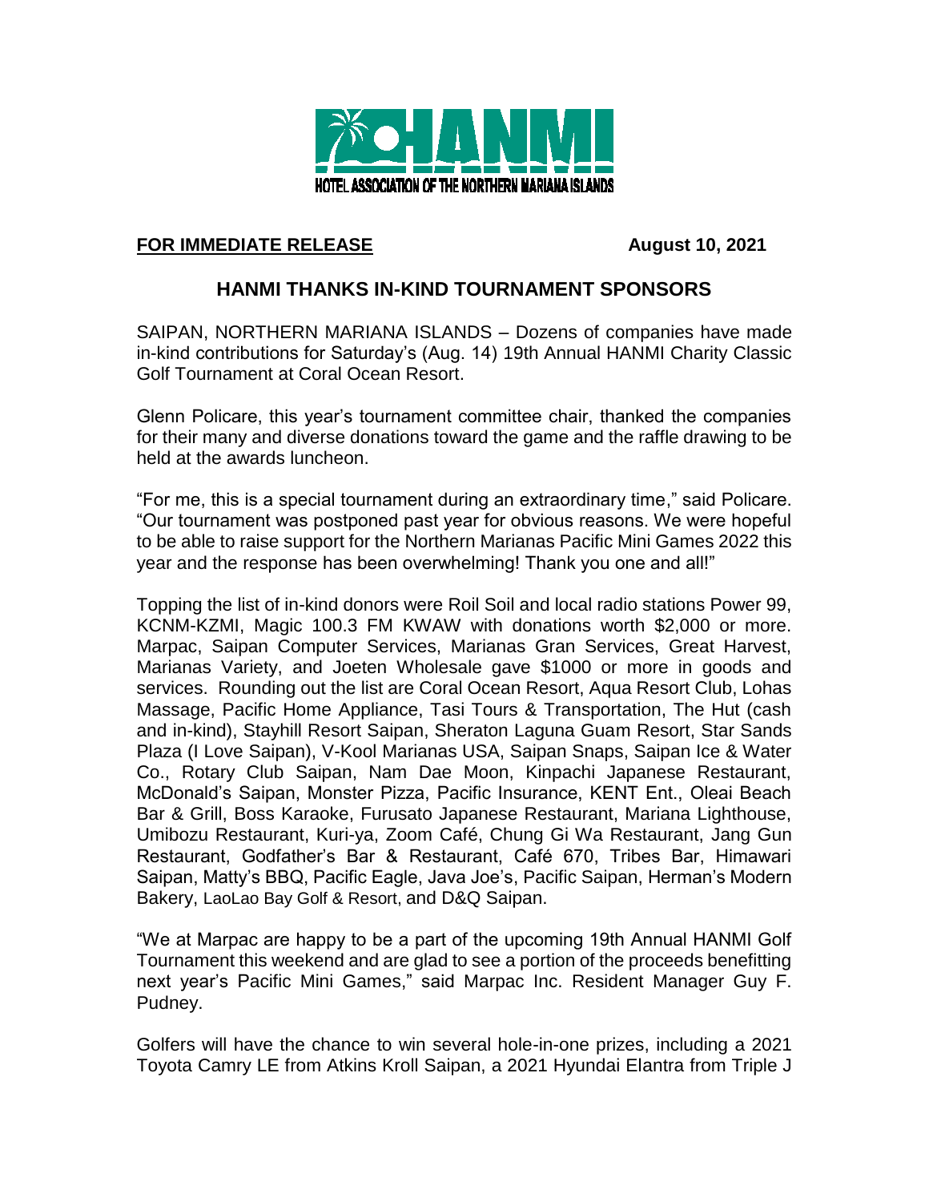HANMI

HOTEL ASSOCIATION OF THE NORTHERN MARIANA ISLANDS

**FOR IMMEDIATE RELEASE** **August 10, 2021**

## HANMI THANKS IN-KIND TOURNAMENT SPONSORS

SAIPAN, NORTHERN MARIANA ISLANDS – Dozens of companies have made in-kind contributions for Saturday's (Aug. 14) 19th Annual HANMI Charity Classic Golf Tournament at Coral Ocean Resort.

Glenn Policare, this year's tournament committee chair, thanked the companies for their many and diverse donations toward the game and the raffle drawing to be held at the awards luncheon.

"For me, this is a special tournament during an extraordinary time," said Policare. "Our tournament was postponed past year for obvious reasons. We were hopeful to be able to raise support for the Northern Marianas Pacific Mini Games 2022 this year and the response has been overwhelming! Thank you one and all!"

Topping the list of in-kind donors were Roil Soil and local radio stations Power 99, KCNM-KZMI, Magic 100.3 FM KWAW with donations worth $2,000 or more. Marpac, Saipan Computer Services, Marianas Gran Services, Great Harvest, Marianas Variety, and Joeten Wholesale gave $1000 or more in goods and services. Rounding out the list are Coral Ocean Resort, Aqua Resort Club, Lohas Massage, Pacific Home Appliance, Tasi Tours & Transportation, The Hut (cash and in-kind), Stayhill Resort Saipan, Sheraton Laguna Guam Resort, Star Sands Plaza (I Love Saipan), V-Kool Marianas USA, Saipan Snaps, Saipan Ice & Water Co., Rotary Club Saipan, Nam Dae Moon, Kinpachi Japanese Restaurant, McDonald's Saipan, Monster Pizza, Pacific Insurance, KENT Ent., Oleai Beach Bar & Grill, Boss Karaoke, Furusato Japanese Restaurant, Mariana Lighthouse, Umibozu Restaurant, Kuri-ya, Zoom Café, Chung Gi Wa Restaurant, Jang Gun Restaurant, Godfather's Bar & Restaurant, Café 670, Tribes Bar, Himawari Saipan, Matty's BBQ, Pacific Eagle, Java Joe's, Pacific Saipan, Herman's Modern Bakery, LaoLao Bay Golf & Resort, and D&Q Saipan.

"We at Marpac are happy to be a part of the upcoming 19th Annual HANMI Golf Tournament this weekend and are glad to see a portion of the proceeds benefitting next year's Pacific Mini Games," said Marpac Inc. Resident Manager Guy F. Pudney.

Golfers will have the chance to win several hole-in-one prizes, including a 2021 Toyota Camry LE from Atkins Kroll Saipan, a 2021 Hyundai Elantra from Triple J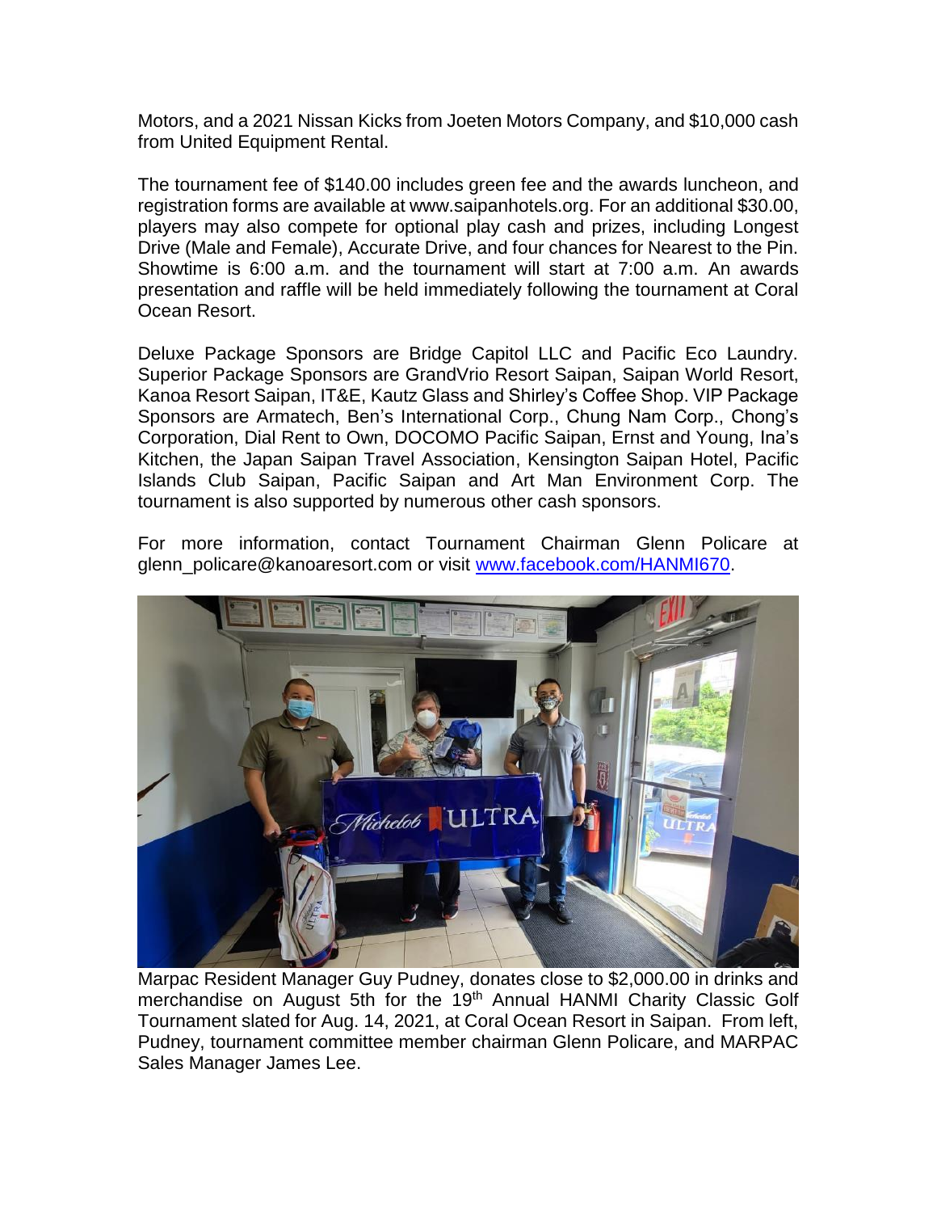Motors, and a 2021 Nissan Kicks from Joeten Motors Company, and $10,000 cash from United Equipment Rental.

The tournament fee of $140.00 includes green fee and the awards luncheon, and registration forms are available at www.saipanhotels.org. For an additional $30.00, players may also compete for optional play cash and prizes, including Longest Drive (Male and Female), Accurate Drive, and four chances for Nearest to the Pin. Showtime is 6:00 a.m. and the tournament will start at 7:00 a.m. An awards presentation and raffle will be held immediately following the tournament at Coral Ocean Resort.

Deluxe Package Sponsors are Bridge Capitol LLC and Pacific Eco Laundry. Superior Package Sponsors are GrandVrio Resort Saipan, Saipan World Resort, Kanoa Resort Saipan, IT&E, Kautz Glass and Shirley's Coffee Shop. VIP Package Sponsors are Armatech, Ben's International Corp., Chung Nam Corp., Chong's Corporation, Dial Rent to Own, DOCOMO Pacific Saipan, Ernst and Young, Ina's Kitchen, the Japan Saipan Travel Association, Kensington Saipan Hotel, Pacific Islands Club Saipan, Pacific Saipan and Art Man Environment Corp. The tournament is also supported by numerous other cash sponsors.

For more information, contact Tournament Chairman Glenn Policare at glenn_policare@kanoaresort.com or visit [www.facebook.com/HANMI670](www.facebook.com/HANMI670).

Marpac Resident Manager Guy Pudney, donates close to $2,000.00 in drinks and merchandise on August 5th for the 19th Annual HANMI Charity Classic Golf Tournament slated for Aug. 14, 2021, at Coral Ocean Resort in Saipan. From left, Pudney, tournament committee member chairman Glenn Policare, and MARPAC Sales Manager James Lee.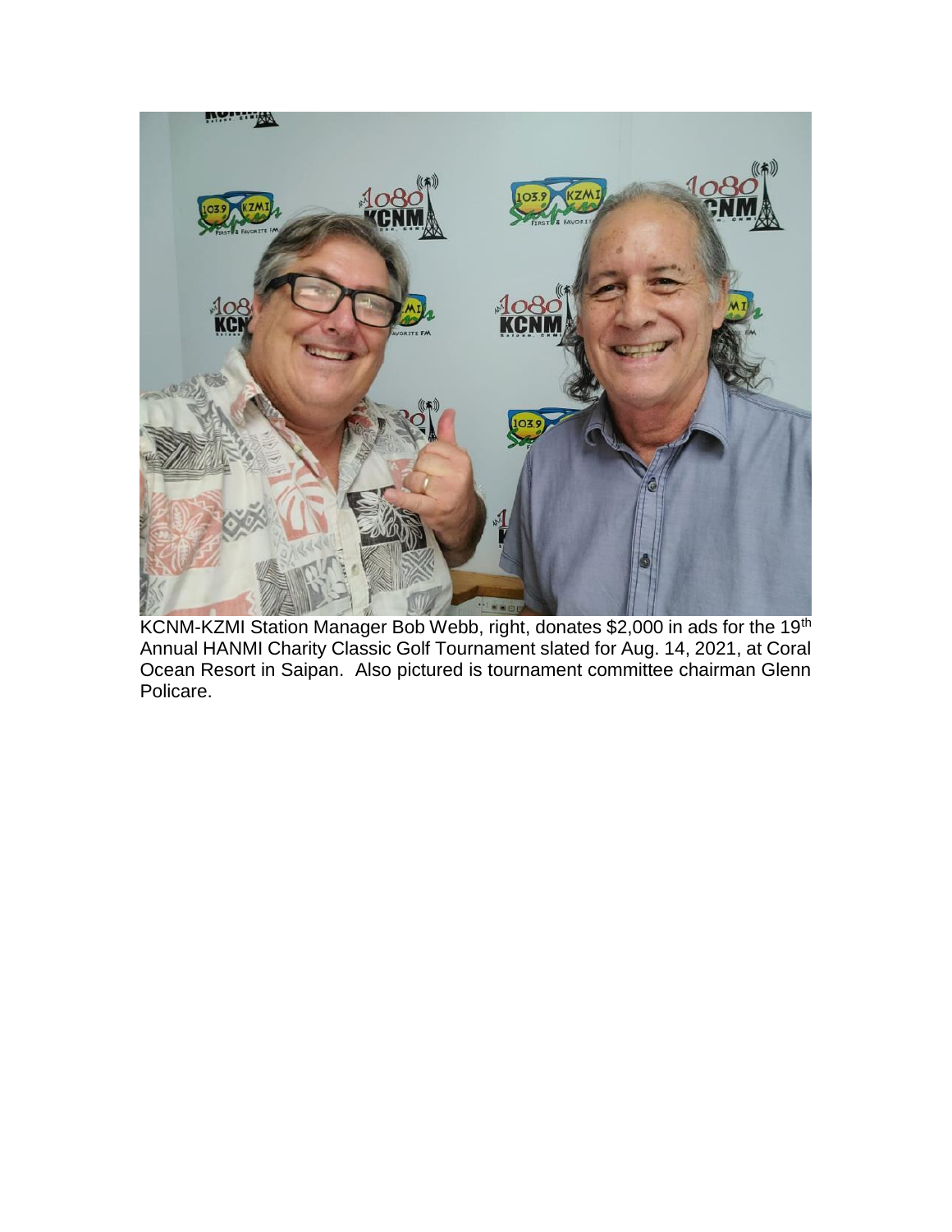KCNM-KZMI Station Manager Bob Webb, right, donates $2,000 in ads for the 19th Annual HANMI Charity Classic Golf Tournament slated for Aug. 14, 2021, at Coral Ocean Resort in Saipan. Also pictured is tournament committee chairman Glenn Policare.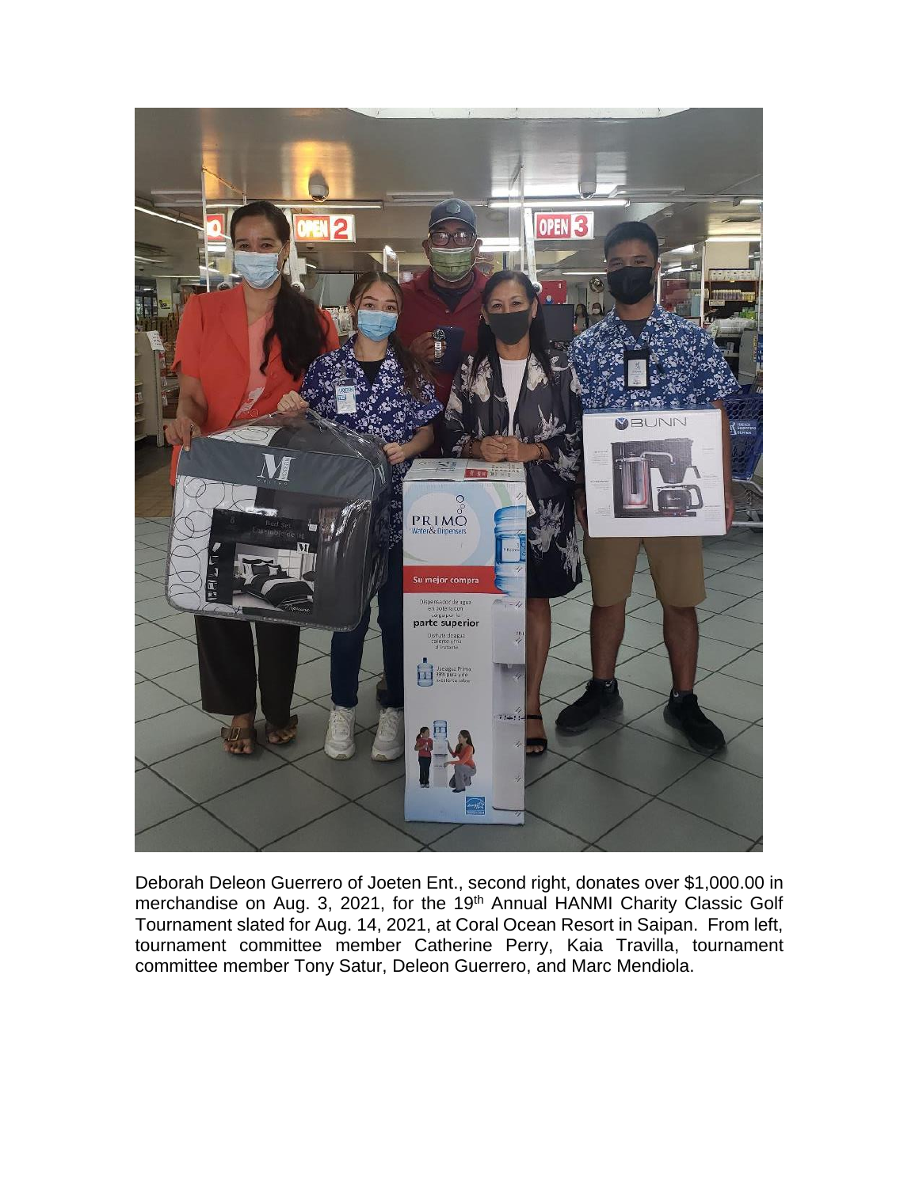Deborah Deleon Guerrero of Joeten Ent., second right, donates over $1,000.00 in merchandise on Aug. 3, 2021, for the 19th Annual HANMI Charity Classic Golf Tournament slated for Aug. 14, 2021, at Coral Ocean Resort in Saipan. From left, tournament committee member Catherine Perry, Kaia Travilla, tournament committee member Tony Satur, Deleon Guerrero, and Marc Mendiola.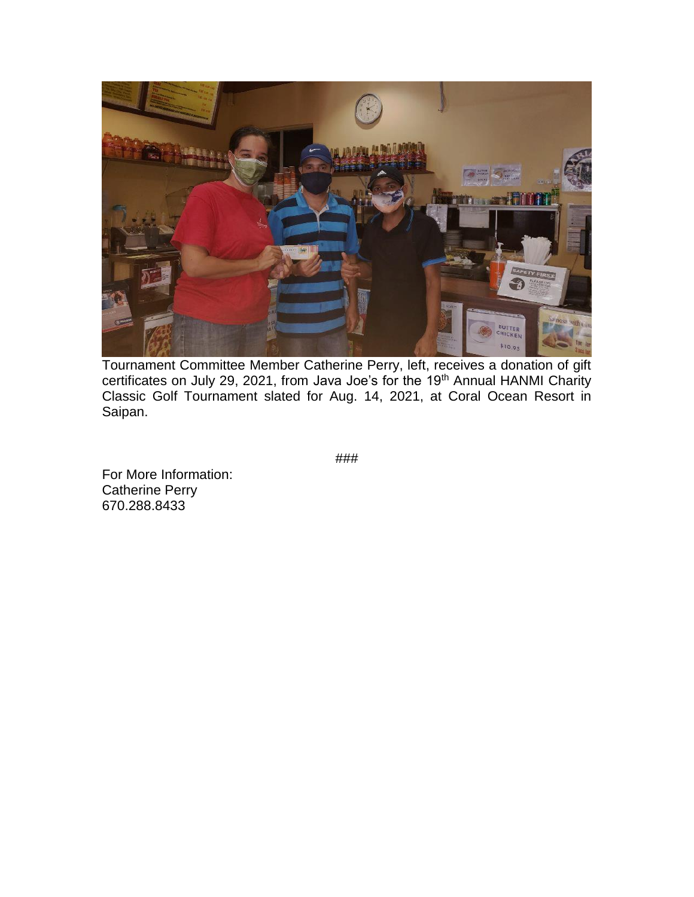Tournament Committee Member Catherine Perry, left, receives a donation of gift certificates on July 29, 2021, from Java Joe's for the 19th Annual HANMI Charity Classic Golf Tournament slated for Aug. 14, 2021, at Coral Ocean Resort in Saipan.

###

For More Information:
Catherine Perry
670.288.8433